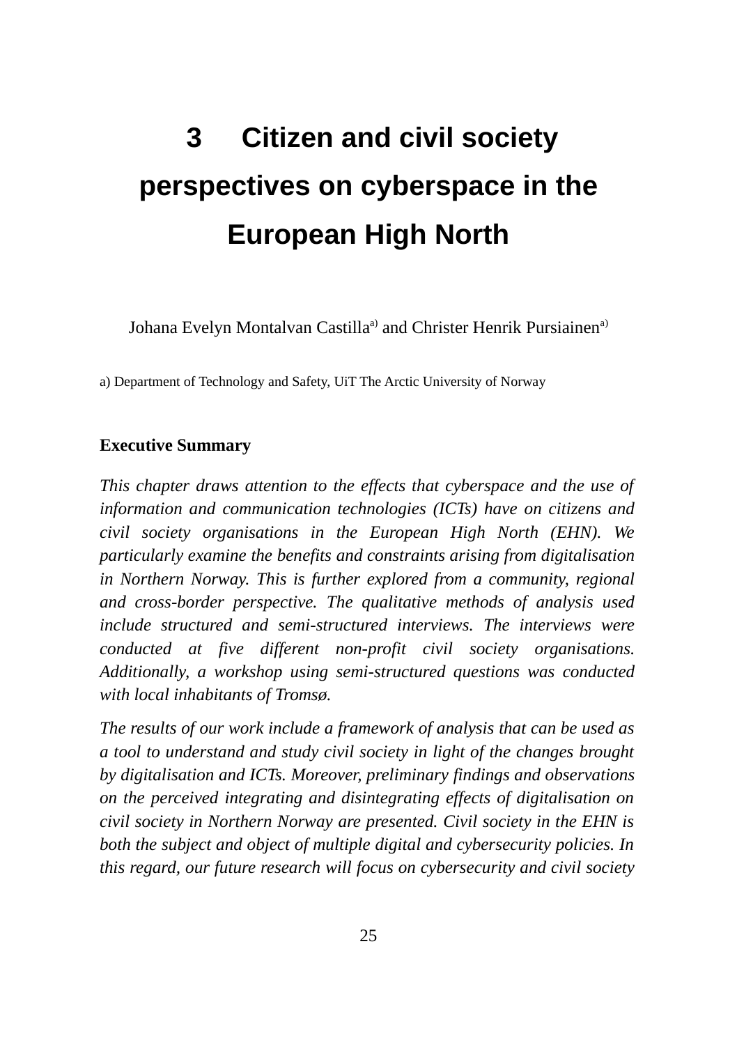# 3 Citizen and civil society perspectives on cyberspace in the European High North

Johana Evelyn Montalvan Castilla[a] and Christer Henrik Pursiainen[a]

a) Department of Technology and Safety, UiT The Arctic University of Norway

**Executive Summary**

*This chapter draws attention to the effects that cyberspace and the use of information and communication technologies (ICTs) have on citizens and civil society organisations in the European High North (EHN). We particularly examine the benefits and constraints arising from digitalisation in Northern Norway. This is further explored from a community, regional and cross-border perspective. The qualitative methods of analysis used include structured and semi-structured interviews. The interviews were conducted at five different non-profit civil society organisations. Additionally, a workshop using semi-structured questions was conducted with local inhabitants of Tromsø.*

*The results of our work include a framework of analysis that can be used as a tool to understand and study civil society in light of the changes brought by digitalisation and ICTs. Moreover, preliminary findings and observations on the perceived integrating and disintegrating effects of digitalisation on civil society in Northern Norway are presented. Civil society in the EHN is both the subject and object of multiple digital and cybersecurity policies. In this regard, our future research will focus on cybersecurity and civil society*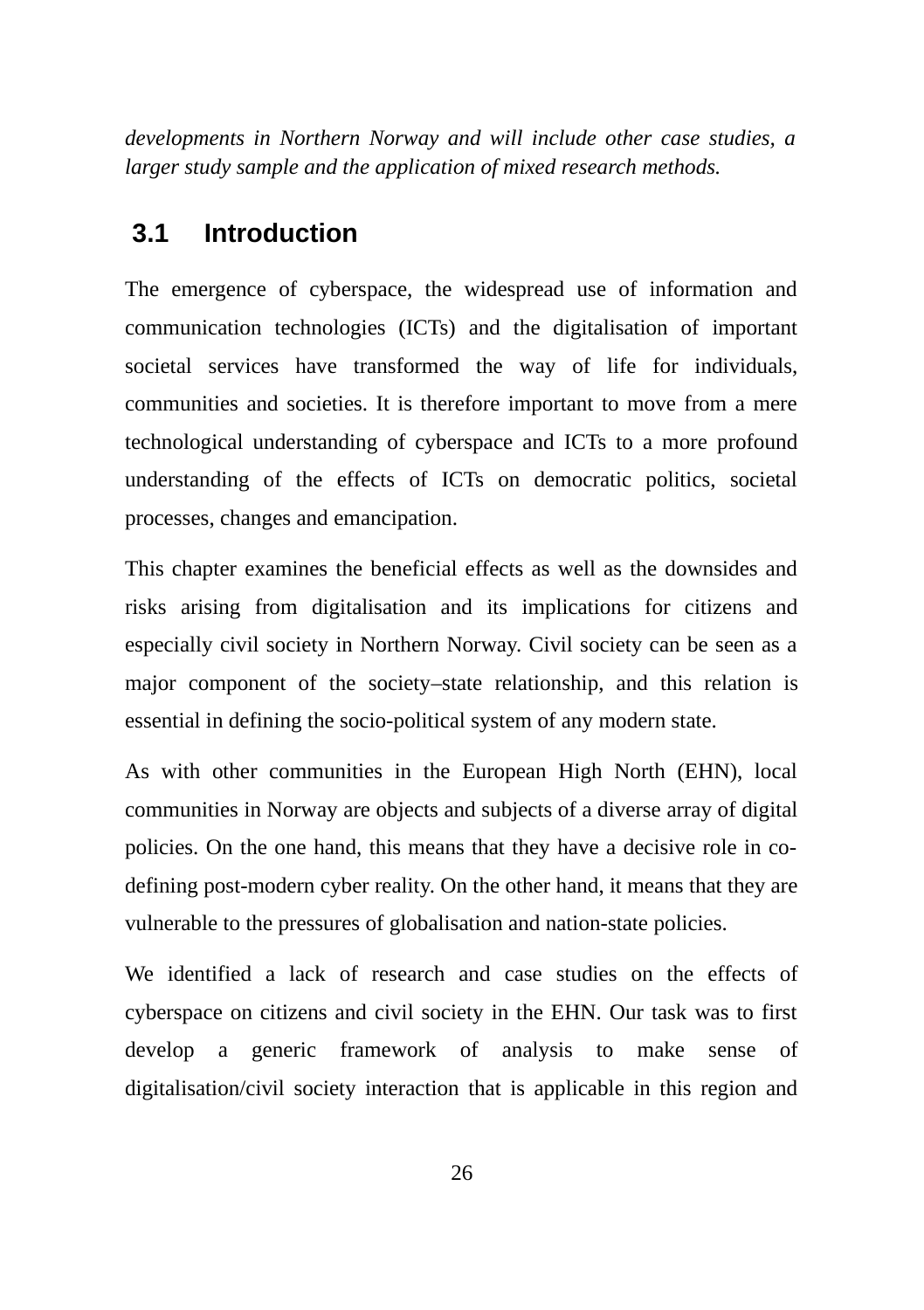*developments in Northern Norway and will include other case studies, a larger study sample and the application of mixed research methods.*

## 3.1 Introduction

The emergence of cyberspace, the widespread use of information and communication technologies (ICTs) and the digitalisation of important societal services have transformed the way of life for individuals, communities and societies. It is therefore important to move from a mere technological understanding of cyberspace and ICTs to a more profound understanding of the effects of ICTs on democratic politics, societal processes, changes and emancipation.

This chapter examines the beneficial effects as well as the downsides and risks arising from digitalisation and its implications for citizens and especially civil society in Northern Norway. Civil society can be seen as a major component of the society–state relationship, and this relation is essential in defining the socio-political system of any modern state.

As with other communities in the European High North (EHN), local communities in Norway are objects and subjects of a diverse array of digital policies. On the one hand, this means that they have a decisive role in co-defining post-modern cyber reality. On the other hand, it means that they are vulnerable to the pressures of globalisation and nation-state policies.

We identified a lack of research and case studies on the effects of cyberspace on citizens and civil society in the EHN. Our task was to first develop a generic framework of analysis to make sense of digitalisation/civil society interaction that is applicable in this region and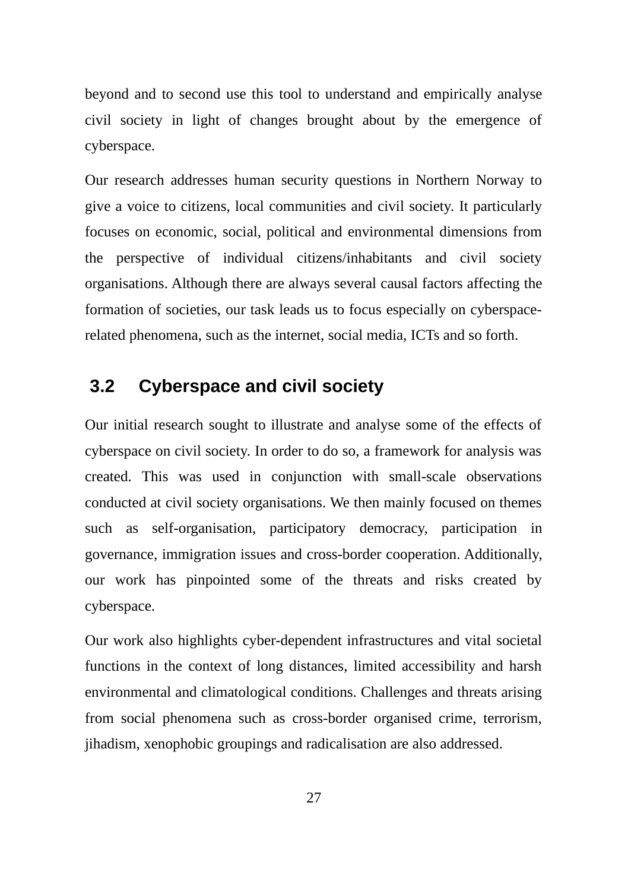beyond and to second use this tool to understand and empirically analyse civil society in light of changes brought about by the emergence of cyberspace.

Our research addresses human security questions in Northern Norway to give a voice to citizens, local communities and civil society. It particularly focuses on economic, social, political and environmental dimensions from the perspective of individual citizens/inhabitants and civil society organisations. Although there are always several causal factors affecting the formation of societies, our task leads us to focus especially on cyberspace-related phenomena, such as the internet, social media, ICTs and so forth.

## 3.2 Cyberspace and civil society

Our initial research sought to illustrate and analyse some of the effects of cyberspace on civil society. In order to do so, a framework for analysis was created. This was used in conjunction with small-scale observations conducted at civil society organisations. We then mainly focused on themes such as self-organisation, participatory democracy, participation in governance, immigration issues and cross-border cooperation. Additionally, our work has pinpointed some of the threats and risks created by cyberspace.

Our work also highlights cyber-dependent infrastructures and vital societal functions in the context of long distances, limited accessibility and harsh environmental and climatological conditions. Challenges and threats arising from social phenomena such as cross-border organised crime, terrorism, jihadism, xenophobic groupings and radicalisation are also addressed.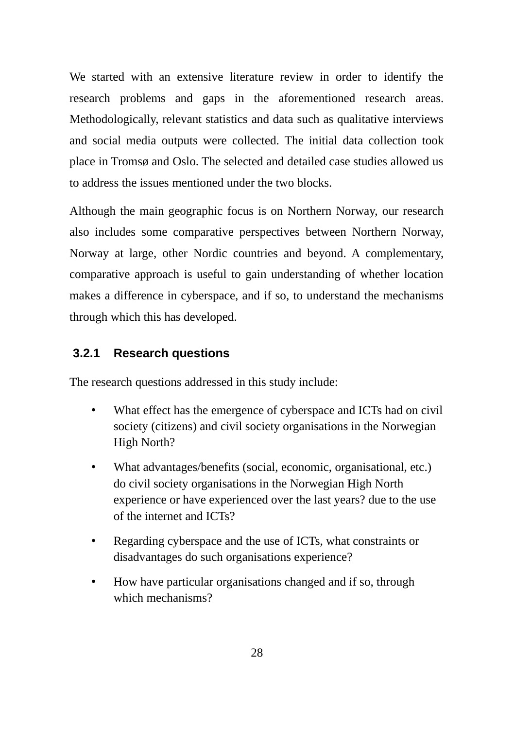We started with an extensive literature review in order to identify the research problems and gaps in the aforementioned research areas. Methodologically, relevant statistics and data such as qualitative interviews and social media outputs were collected. The initial data collection took place in Tromsø and Oslo. The selected and detailed case studies allowed us to address the issues mentioned under the two blocks.

Although the main geographic focus is on Northern Norway, our research also includes some comparative perspectives between Northern Norway, Norway at large, other Nordic countries and beyond. A complementary, comparative approach is useful to gain understanding of whether location makes a difference in cyberspace, and if so, to understand the mechanisms through which this has developed.

### 3.2.1 Research questions

The research questions addressed in this study include:

- What effect has the emergence of cyberspace and ICTs had on civil society (citizens) and civil society organisations in the Norwegian High North?
- What advantages/benefits (social, economic, organisational, etc.) do civil society organisations in the Norwegian High North experience or have experienced over the last years? due to the use of the internet and ICTs?
- Regarding cyberspace and the use of ICTs, what constraints or disadvantages do such organisations experience?
- How have particular organisations changed and if so, through which mechanisms?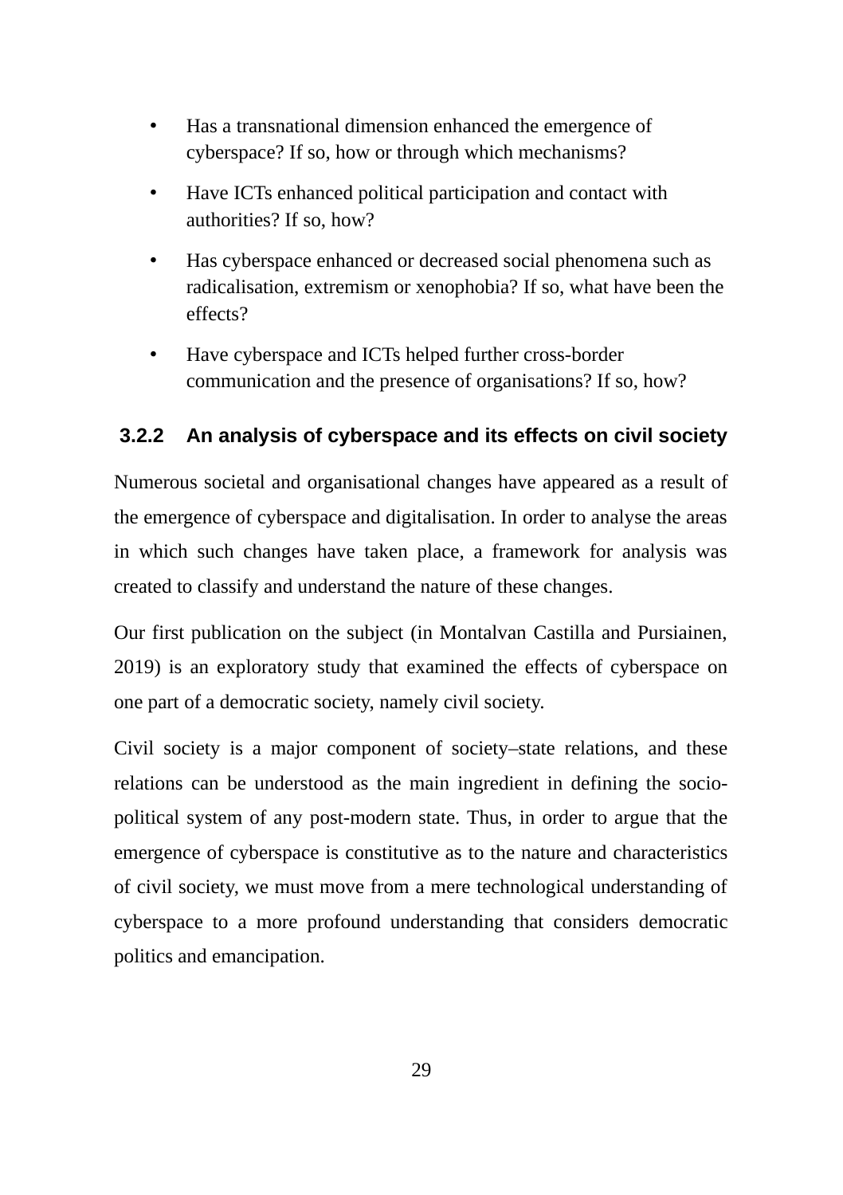- Has a transnational dimension enhanced the emergence of cyberspace? If so, how or through which mechanisms?
- Have ICTs enhanced political participation and contact with authorities? If so, how?
- Has cyberspace enhanced or decreased social phenomena such as radicalisation, extremism or xenophobia? If so, what have been the effects?
- Have cyberspace and ICTs helped further cross-border communication and the presence of organisations? If so, how?

### 3.2.2 An analysis of cyberspace and its effects on civil society

Numerous societal and organisational changes have appeared as a result of the emergence of cyberspace and digitalisation. In order to analyse the areas in which such changes have taken place, a framework for analysis was created to classify and understand the nature of these changes.

Our first publication on the subject (in Montalvan Castilla and Pursiainen, 2019) is an exploratory study that examined the effects of cyberspace on one part of a democratic society, namely civil society.

Civil society is a major component of society–state relations, and these relations can be understood as the main ingredient in defining the socio-political system of any post-modern state. Thus, in order to argue that the emergence of cyberspace is constitutive as to the nature and characteristics of civil society, we must move from a mere technological understanding of cyberspace to a more profound understanding that considers democratic politics and emancipation.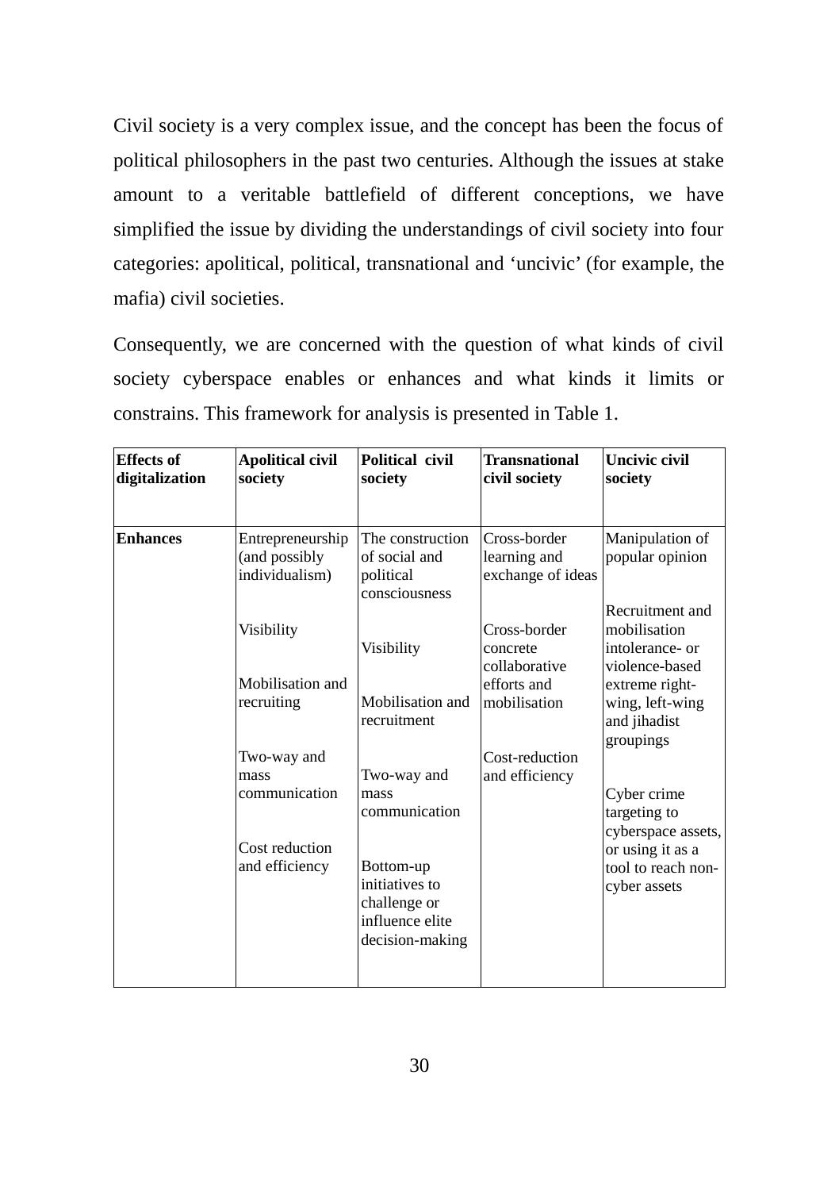Civil society is a very complex issue, and the concept has been the focus of political philosophers in the past two centuries. Although the issues at stake amount to a veritable battlefield of different conceptions, we have simplified the issue by dividing the understandings of civil society into four categories: apolitical, political, transnational and 'uncivic' (for example, the mafia) civil societies.

Consequently, we are concerned with the question of what kinds of civil society cyberspace enables or enhances and what kinds it limits or constrains. This framework for analysis is presented in Table 1.

| **Effects of digitalization** | **Apolitical civil society** | **Political civil society** | **Transnational civil society** | **Uncivic civil society** |
|---|---|---|---|---|
| **Enhances** | Entrepreneurship (and possibly individualism)<br><br>Visibility<br><br>Mobilisation and recruiting<br><br>Two-way and mass communication<br><br>Cost reduction and efficiency | The construction of social and political consciousness<br><br>Visibility<br><br>Mobilisation and recruitment<br><br>Two-way and mass communication<br><br>Bottom-up initiatives to challenge or influence elite decision-making | Cross-border learning and exchange of ideas<br><br>Cross-border concrete collaborative efforts and mobilisation<br><br>Cost-reduction and efficiency | Manipulation of popular opinion<br><br>Recruitment and mobilisation intolerance- or violence-based extreme right-wing, left-wing and jihadist groupings<br><br>Cyber crime targeting to cyberspace assets, or using it as a tool to reach non-cyber assets |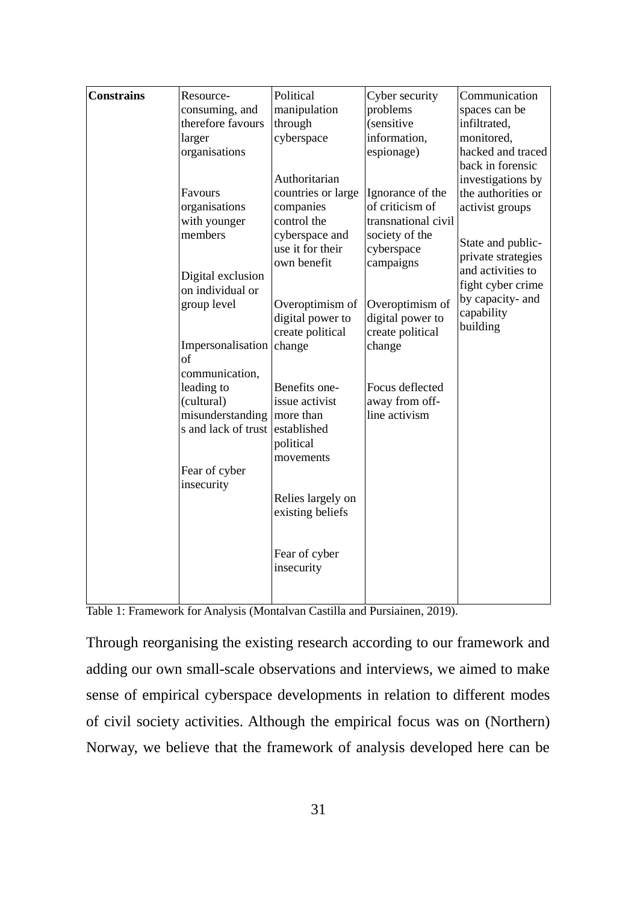| | | | | |
|---|---|---|---|---|
| **Constrains** | Resource-consuming, and therefore favours larger organisations<br><br>Favours organisations with younger members<br><br>Digital exclusion on individual or group level<br><br>Impersonalisation of communication, leading to (cultural) misunderstandings and lack of trust<br><br>Fear of cyber insecurity | Political manipulation through cyberspace<br><br>Authoritarian countries or large companies control the cyberspace and use it for their own benefit<br><br>Overoptimism of digital power to create political change<br><br>Benefits one-issue activist more than established political movements<br><br>Relies largely on existing beliefs<br><br>Fear of cyber insecurity | Cyber security problems (sensitive information, espionage)<br><br>Ignorance of the of criticism of transnational civil society of the cyberspace campaigns<br><br>Overoptimism of digital power to create political change<br><br>Focus deflected away from off-line activism | Communication spaces can be infiltrated, monitored, hacked and traced back in forensic investigations by the authorities or activist groups<br><br>State and public-private strategies and activities to fight cyber crime by capacity- and capability building |

Table 1: Framework for Analysis (Montalvan Castilla and Pursiainen, 2019).

Through reorganising the existing research according to our framework and adding our own small-scale observations and interviews, we aimed to make sense of empirical cyberspace developments in relation to different modes of civil society activities. Although the empirical focus was on (Northern) Norway, we believe that the framework of analysis developed here can be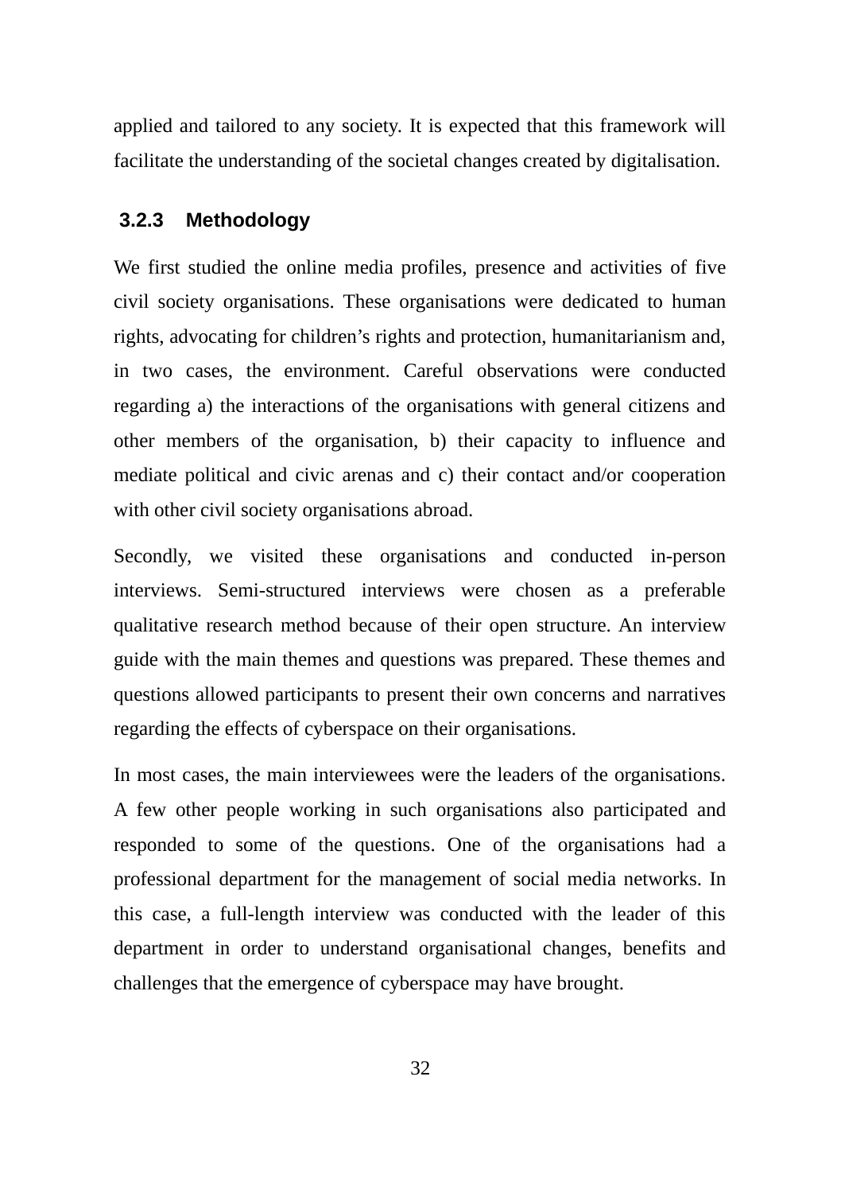applied and tailored to any society. It is expected that this framework will facilitate the understanding of the societal changes created by digitalisation.

### 3.2.3 Methodology

We first studied the online media profiles, presence and activities of five civil society organisations. These organisations were dedicated to human rights, advocating for children's rights and protection, humanitarianism and, in two cases, the environment. Careful observations were conducted regarding a) the interactions of the organisations with general citizens and other members of the organisation, b) their capacity to influence and mediate political and civic arenas and c) their contact and/or cooperation with other civil society organisations abroad.

Secondly, we visited these organisations and conducted in-person interviews. Semi-structured interviews were chosen as a preferable qualitative research method because of their open structure. An interview guide with the main themes and questions was prepared. These themes and questions allowed participants to present their own concerns and narratives regarding the effects of cyberspace on their organisations.

In most cases, the main interviewees were the leaders of the organisations. A few other people working in such organisations also participated and responded to some of the questions. One of the organisations had a professional department for the management of social media networks. In this case, a full-length interview was conducted with the leader of this department in order to understand organisational changes, benefits and challenges that the emergence of cyberspace may have brought.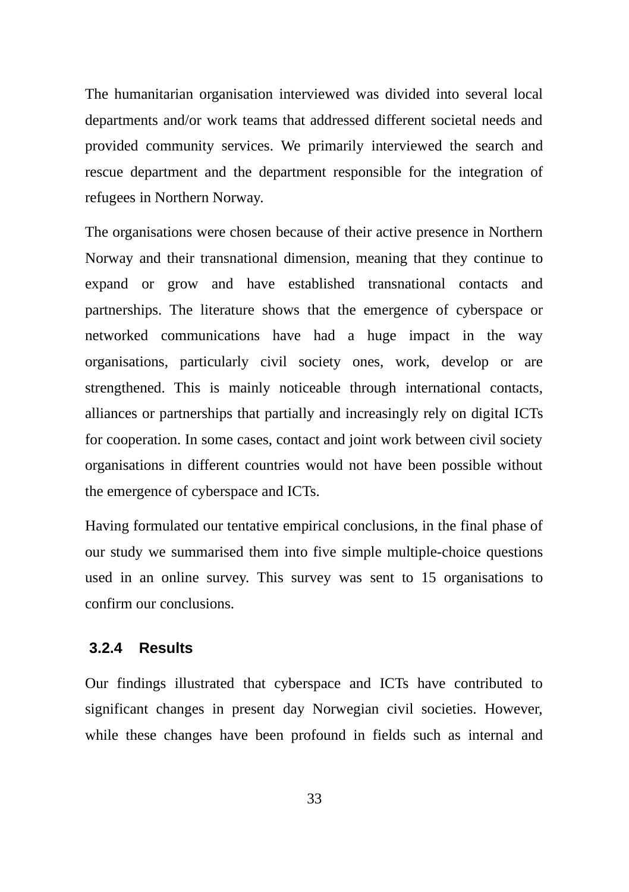The humanitarian organisation interviewed was divided into several local departments and/or work teams that addressed different societal needs and provided community services. We primarily interviewed the search and rescue department and the department responsible for the integration of refugees in Northern Norway.

The organisations were chosen because of their active presence in Northern Norway and their transnational dimension, meaning that they continue to expand or grow and have established transnational contacts and partnerships. The literature shows that the emergence of cyberspace or networked communications have had a huge impact in the way organisations, particularly civil society ones, work, develop or are strengthened. This is mainly noticeable through international contacts, alliances or partnerships that partially and increasingly rely on digital ICTs for cooperation. In some cases, contact and joint work between civil society organisations in different countries would not have been possible without the emergence of cyberspace and ICTs.

Having formulated our tentative empirical conclusions, in the final phase of our study we summarised them into five simple multiple-choice questions used in an online survey. This survey was sent to 15 organisations to confirm our conclusions.

### 3.2.4 Results

Our findings illustrated that cyberspace and ICTs have contributed to significant changes in present day Norwegian civil societies. However, while these changes have been profound in fields such as internal and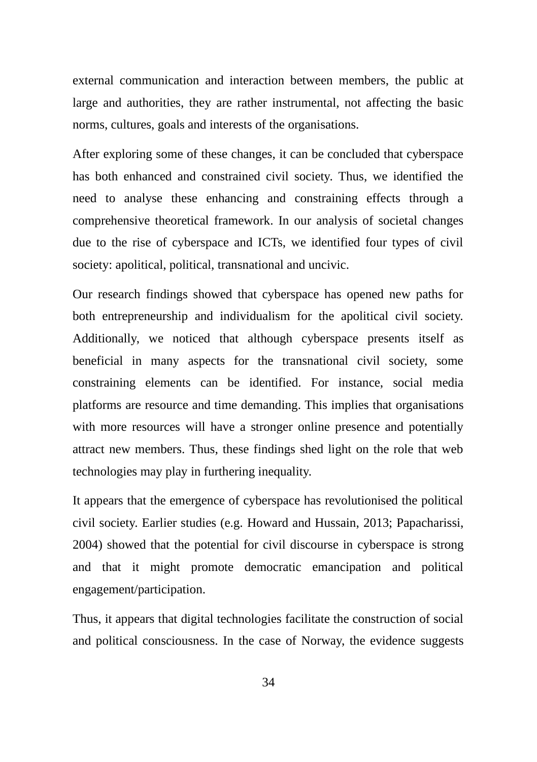external communication and interaction between members, the public at large and authorities, they are rather instrumental, not affecting the basic norms, cultures, goals and interests of the organisations.

After exploring some of these changes, it can be concluded that cyberspace has both enhanced and constrained civil society. Thus, we identified the need to analyse these enhancing and constraining effects through a comprehensive theoretical framework. In our analysis of societal changes due to the rise of cyberspace and ICTs, we identified four types of civil society: apolitical, political, transnational and uncivic.

Our research findings showed that cyberspace has opened new paths for both entrepreneurship and individualism for the apolitical civil society. Additionally, we noticed that although cyberspace presents itself as beneficial in many aspects for the transnational civil society, some constraining elements can be identified. For instance, social media platforms are resource and time demanding. This implies that organisations with more resources will have a stronger online presence and potentially attract new members. Thus, these findings shed light on the role that web technologies may play in furthering inequality.

It appears that the emergence of cyberspace has revolutionised the political civil society. Earlier studies (e.g. Howard and Hussain, 2013; Papacharissi, 2004) showed that the potential for civil discourse in cyberspace is strong and that it might promote democratic emancipation and political engagement/participation.

Thus, it appears that digital technologies facilitate the construction of social and political consciousness. In the case of Norway, the evidence suggests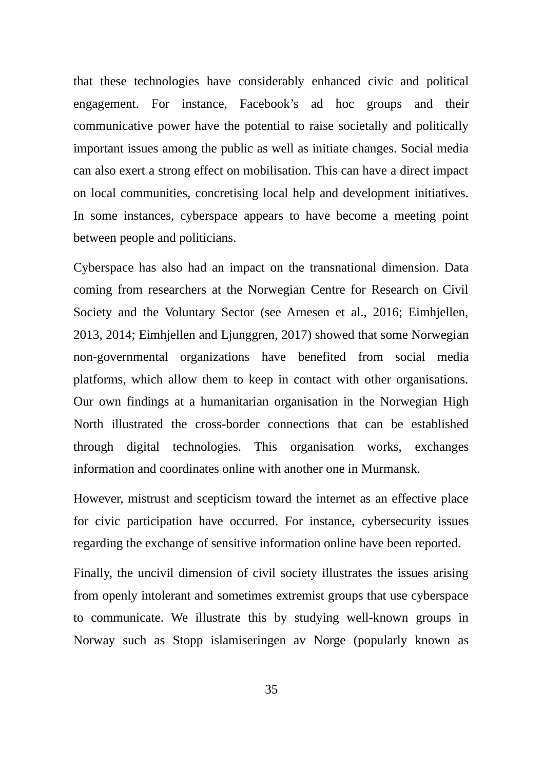that these technologies have considerably enhanced civic and political engagement. For instance, Facebook's ad hoc groups and their communicative power have the potential to raise societally and politically important issues among the public as well as initiate changes. Social media can also exert a strong effect on mobilisation. This can have a direct impact on local communities, concretising local help and development initiatives. In some instances, cyberspace appears to have become a meeting point between people and politicians.

Cyberspace has also had an impact on the transnational dimension. Data coming from researchers at the Norwegian Centre for Research on Civil Society and the Voluntary Sector (see Arnesen et al., 2016; Eimhjellen, 2013, 2014; Eimhjellen and Ljunggren, 2017) showed that some Norwegian non-governmental organizations have benefited from social media platforms, which allow them to keep in contact with other organisations. Our own findings at a humanitarian organisation in the Norwegian High North illustrated the cross-border connections that can be established through digital technologies. This organisation works, exchanges information and coordinates online with another one in Murmansk.

However, mistrust and scepticism toward the internet as an effective place for civic participation have occurred. For instance, cybersecurity issues regarding the exchange of sensitive information online have been reported.

Finally, the uncivil dimension of civil society illustrates the issues arising from openly intolerant and sometimes extremist groups that use cyberspace to communicate. We illustrate this by studying well-known groups in Norway such as Stopp islamiseringen av Norge (popularly known as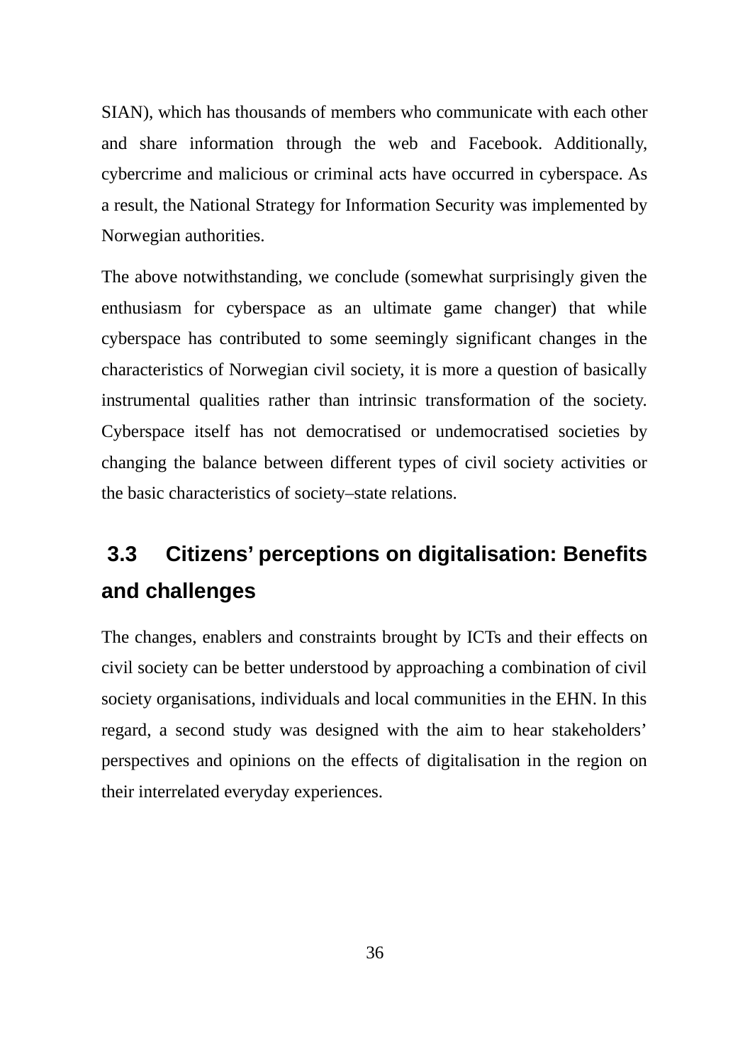SIAN), which has thousands of members who communicate with each other and share information through the web and Facebook. Additionally, cybercrime and malicious or criminal acts have occurred in cyberspace. As a result, the National Strategy for Information Security was implemented by Norwegian authorities.

The above notwithstanding, we conclude (somewhat surprisingly given the enthusiasm for cyberspace as an ultimate game changer) that while cyberspace has contributed to some seemingly significant changes in the characteristics of Norwegian civil society, it is more a question of basically instrumental qualities rather than intrinsic transformation of the society. Cyberspace itself has not democratised or undemocratised societies by changing the balance between different types of civil society activities or the basic characteristics of society–state relations.

## 3.3 Citizens' perceptions on digitalisation: Benefits and challenges

The changes, enablers and constraints brought by ICTs and their effects on civil society can be better understood by approaching a combination of civil society organisations, individuals and local communities in the EHN. In this regard, a second study was designed with the aim to hear stakeholders' perspectives and opinions on the effects of digitalisation in the region on their interrelated everyday experiences.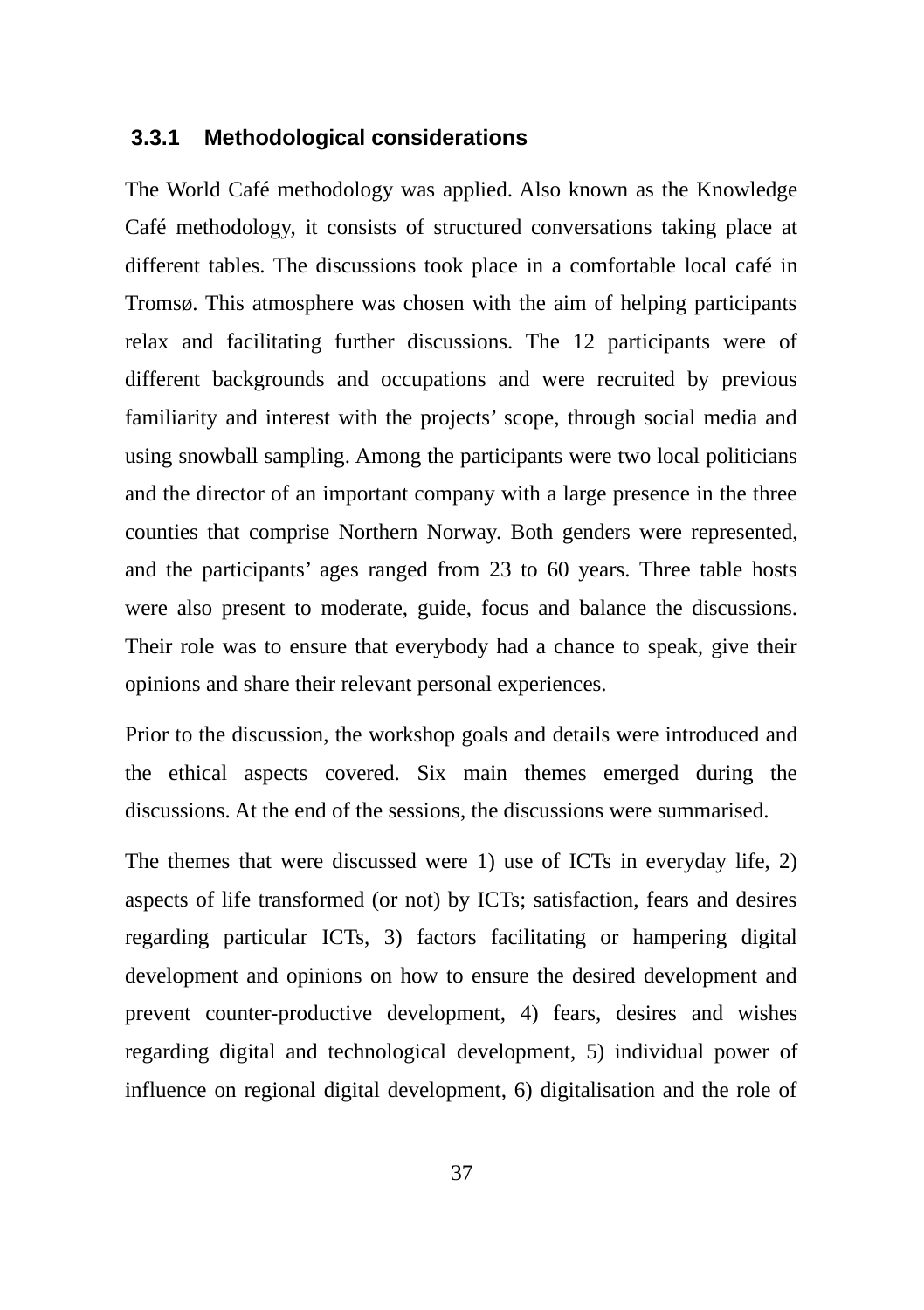### 3.3.1 Methodological considerations

The World Café methodology was applied. Also known as the Knowledge Café methodology, it consists of structured conversations taking place at different tables. The discussions took place in a comfortable local café in Tromsø. This atmosphere was chosen with the aim of helping participants relax and facilitating further discussions. The 12 participants were of different backgrounds and occupations and were recruited by previous familiarity and interest with the projects' scope, through social media and using snowball sampling. Among the participants were two local politicians and the director of an important company with a large presence in the three counties that comprise Northern Norway. Both genders were represented, and the participants' ages ranged from 23 to 60 years. Three table hosts were also present to moderate, guide, focus and balance the discussions. Their role was to ensure that everybody had a chance to speak, give their opinions and share their relevant personal experiences.

Prior to the discussion, the workshop goals and details were introduced and the ethical aspects covered. Six main themes emerged during the discussions. At the end of the sessions, the discussions were summarised.

The themes that were discussed were 1) use of ICTs in everyday life, 2) aspects of life transformed (or not) by ICTs; satisfaction, fears and desires regarding particular ICTs, 3) factors facilitating or hampering digital development and opinions on how to ensure the desired development and prevent counter-productive development, 4) fears, desires and wishes regarding digital and technological development, 5) individual power of influence on regional digital development, 6) digitalisation and the role of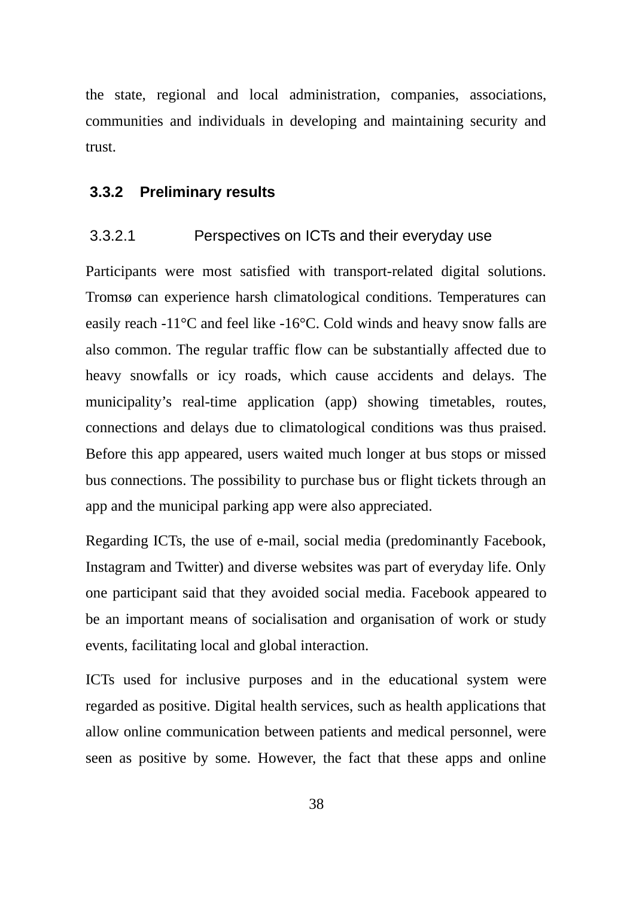the state, regional and local administration, companies, associations, communities and individuals in developing and maintaining security and trust.

### 3.3.2 Preliminary results

#### 3.3.2.1 Perspectives on ICTs and their everyday use

Participants were most satisfied with transport-related digital solutions. Tromsø can experience harsh climatological conditions. Temperatures can easily reach -11°C and feel like -16°C. Cold winds and heavy snow falls are also common. The regular traffic flow can be substantially affected due to heavy snowfalls or icy roads, which cause accidents and delays. The municipality's real-time application (app) showing timetables, routes, connections and delays due to climatological conditions was thus praised. Before this app appeared, users waited much longer at bus stops or missed bus connections. The possibility to purchase bus or flight tickets through an app and the municipal parking app were also appreciated.

Regarding ICTs, the use of e-mail, social media (predominantly Facebook, Instagram and Twitter) and diverse websites was part of everyday life. Only one participant said that they avoided social media. Facebook appeared to be an important means of socialisation and organisation of work or study events, facilitating local and global interaction.

ICTs used for inclusive purposes and in the educational system were regarded as positive. Digital health services, such as health applications that allow online communication between patients and medical personnel, were seen as positive by some. However, the fact that these apps and online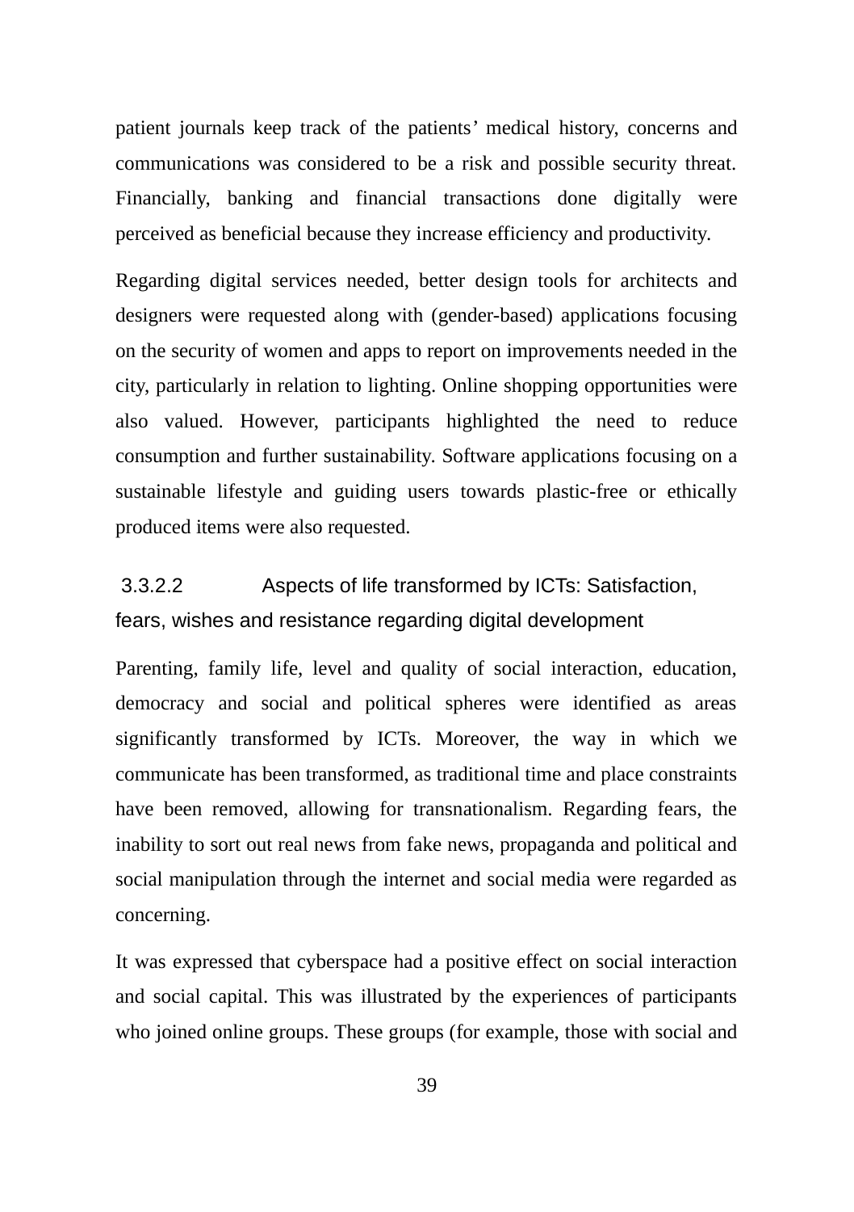patient journals keep track of the patients' medical history, concerns and communications was considered to be a risk and possible security threat. Financially, banking and financial transactions done digitally were perceived as beneficial because they increase efficiency and productivity.

Regarding digital services needed, better design tools for architects and designers were requested along with (gender-based) applications focusing on the security of women and apps to report on improvements needed in the city, particularly in relation to lighting. Online shopping opportunities were also valued. However, participants highlighted the need to reduce consumption and further sustainability. Software applications focusing on a sustainable lifestyle and guiding users towards plastic-free or ethically produced items were also requested.

#### 3.3.2.2 Aspects of life transformed by ICTs: Satisfaction, fears, wishes and resistance regarding digital development

Parenting, family life, level and quality of social interaction, education, democracy and social and political spheres were identified as areas significantly transformed by ICTs. Moreover, the way in which we communicate has been transformed, as traditional time and place constraints have been removed, allowing for transnationalism. Regarding fears, the inability to sort out real news from fake news, propaganda and political and social manipulation through the internet and social media were regarded as concerning.

It was expressed that cyberspace had a positive effect on social interaction and social capital. This was illustrated by the experiences of participants who joined online groups. These groups (for example, those with social and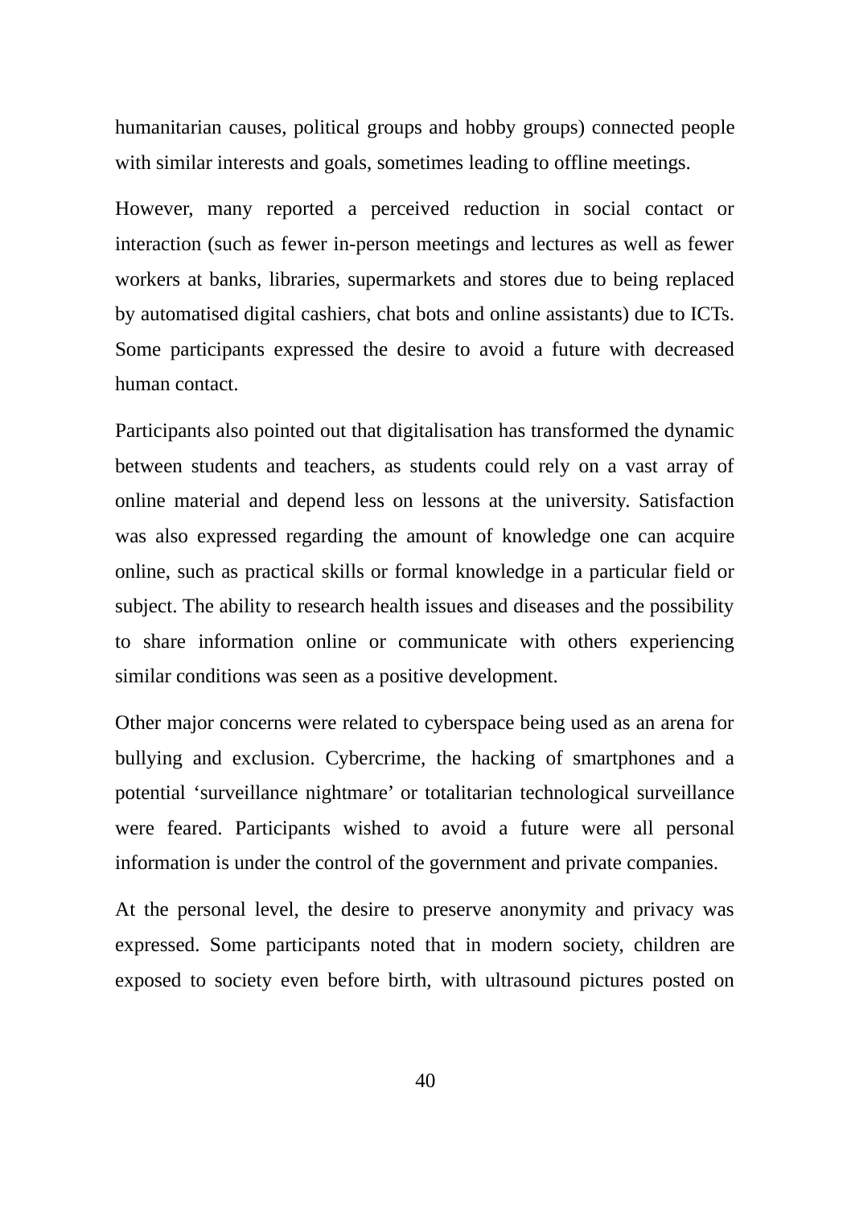humanitarian causes, political groups and hobby groups) connected people with similar interests and goals, sometimes leading to offline meetings.

However, many reported a perceived reduction in social contact or interaction (such as fewer in-person meetings and lectures as well as fewer workers at banks, libraries, supermarkets and stores due to being replaced by automatised digital cashiers, chat bots and online assistants) due to ICTs. Some participants expressed the desire to avoid a future with decreased human contact.

Participants also pointed out that digitalisation has transformed the dynamic between students and teachers, as students could rely on a vast array of online material and depend less on lessons at the university. Satisfaction was also expressed regarding the amount of knowledge one can acquire online, such as practical skills or formal knowledge in a particular field or subject. The ability to research health issues and diseases and the possibility to share information online or communicate with others experiencing similar conditions was seen as a positive development.

Other major concerns were related to cyberspace being used as an arena for bullying and exclusion. Cybercrime, the hacking of smartphones and a potential ‘surveillance nightmare’ or totalitarian technological surveillance were feared. Participants wished to avoid a future were all personal information is under the control of the government and private companies.

At the personal level, the desire to preserve anonymity and privacy was expressed. Some participants noted that in modern society, children are exposed to society even before birth, with ultrasound pictures posted on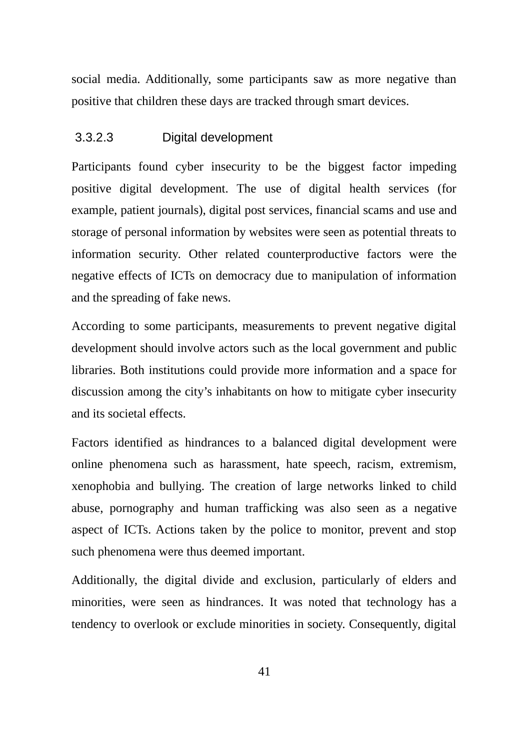social media. Additionally, some participants saw as more negative than positive that children these days are tracked through smart devices.

#### 3.3.2.3 Digital development

Participants found cyber insecurity to be the biggest factor impeding positive digital development. The use of digital health services (for example, patient journals), digital post services, financial scams and use and storage of personal information by websites were seen as potential threats to information security. Other related counterproductive factors were the negative effects of ICTs on democracy due to manipulation of information and the spreading of fake news.

According to some participants, measurements to prevent negative digital development should involve actors such as the local government and public libraries. Both institutions could provide more information and a space for discussion among the city’s inhabitants on how to mitigate cyber insecurity and its societal effects.

Factors identified as hindrances to a balanced digital development were online phenomena such as harassment, hate speech, racism, extremism, xenophobia and bullying. The creation of large networks linked to child abuse, pornography and human trafficking was also seen as a negative aspect of ICTs. Actions taken by the police to monitor, prevent and stop such phenomena were thus deemed important.

Additionally, the digital divide and exclusion, particularly of elders and minorities, were seen as hindrances. It was noted that technology has a tendency to overlook or exclude minorities in society. Consequently, digital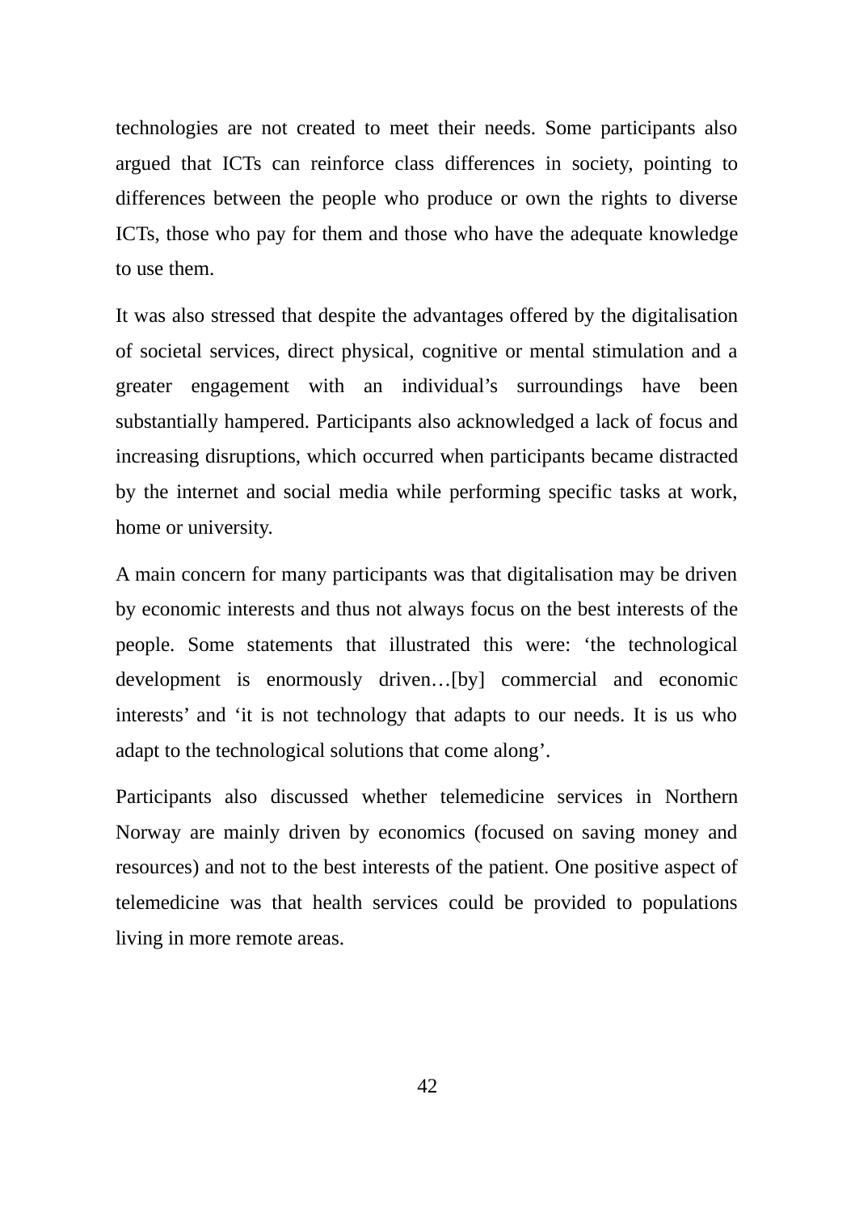technologies are not created to meet their needs. Some participants also argued that ICTs can reinforce class differences in society, pointing to differences between the people who produce or own the rights to diverse ICTs, those who pay for them and those who have the adequate knowledge to use them.

It was also stressed that despite the advantages offered by the digitalisation of societal services, direct physical, cognitive or mental stimulation and a greater engagement with an individual's surroundings have been substantially hampered. Participants also acknowledged a lack of focus and increasing disruptions, which occurred when participants became distracted by the internet and social media while performing specific tasks at work, home or university.

A main concern for many participants was that digitalisation may be driven by economic interests and thus not always focus on the best interests of the people. Some statements that illustrated this were: 'the technological development is enormously driven…[by] commercial and economic interests' and 'it is not technology that adapts to our needs. It is us who adapt to the technological solutions that come along'.

Participants also discussed whether telemedicine services in Northern Norway are mainly driven by economics (focused on saving money and resources) and not to the best interests of the patient. One positive aspect of telemedicine was that health services could be provided to populations living in more remote areas.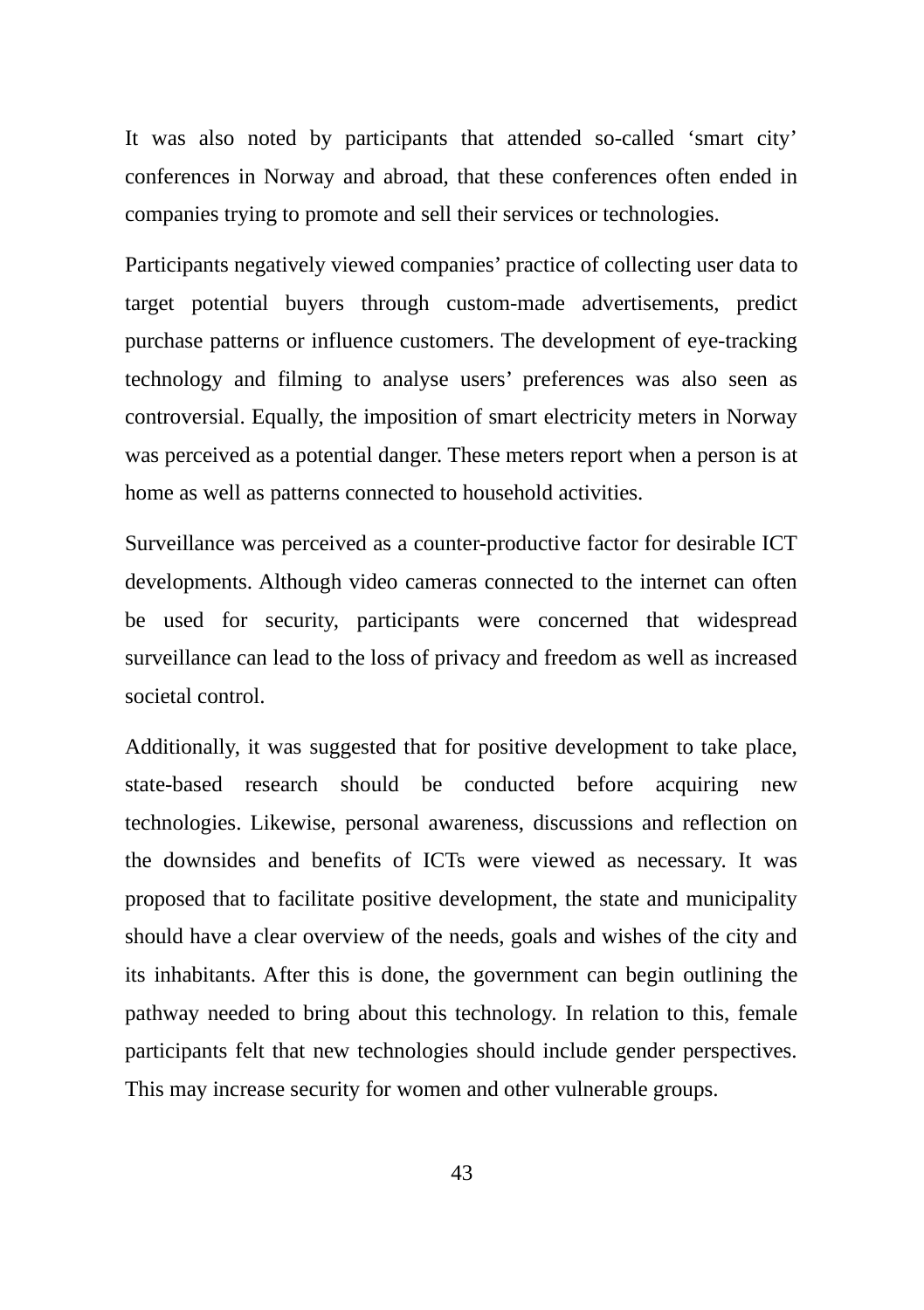It was also noted by participants that attended so-called ‘smart city’ conferences in Norway and abroad, that these conferences often ended in companies trying to promote and sell their services or technologies.

Participants negatively viewed companies’ practice of collecting user data to target potential buyers through custom-made advertisements, predict purchase patterns or influence customers. The development of eye-tracking technology and filming to analyse users’ preferences was also seen as controversial. Equally, the imposition of smart electricity meters in Norway was perceived as a potential danger. These meters report when a person is at home as well as patterns connected to household activities.

Surveillance was perceived as a counter-productive factor for desirable ICT developments. Although video cameras connected to the internet can often be used for security, participants were concerned that widespread surveillance can lead to the loss of privacy and freedom as well as increased societal control.

Additionally, it was suggested that for positive development to take place, state-based research should be conducted before acquiring new technologies. Likewise, personal awareness, discussions and reflection on the downsides and benefits of ICTs were viewed as necessary. It was proposed that to facilitate positive development, the state and municipality should have a clear overview of the needs, goals and wishes of the city and its inhabitants. After this is done, the government can begin outlining the pathway needed to bring about this technology. In relation to this, female participants felt that new technologies should include gender perspectives. This may increase security for women and other vulnerable groups.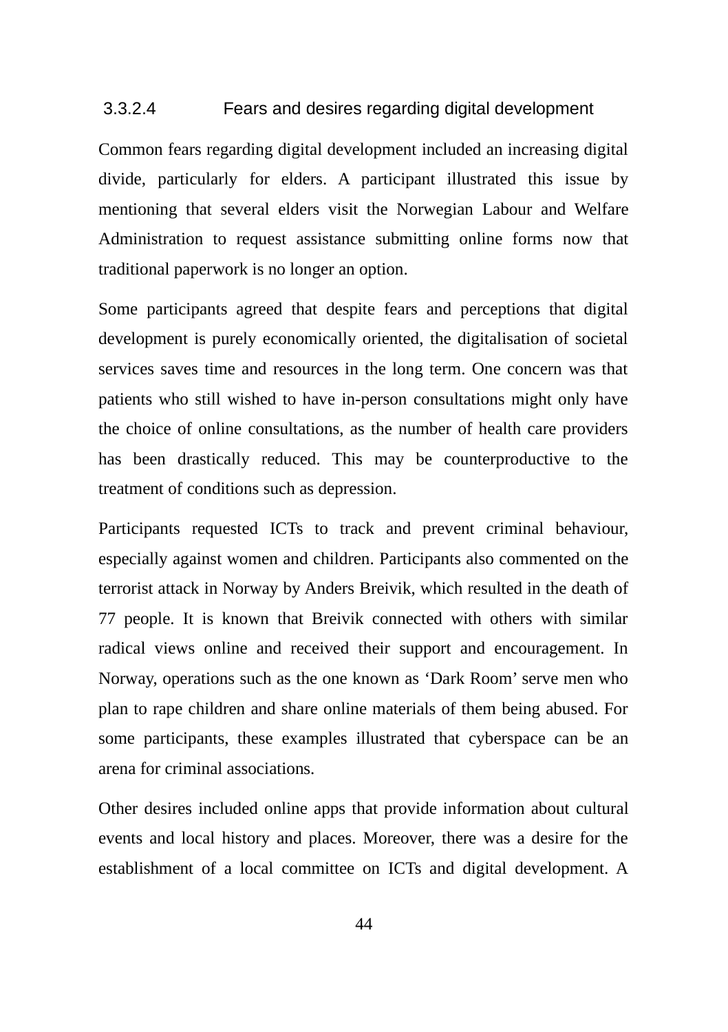#### 3.3.2.4 Fears and desires regarding digital development

Common fears regarding digital development included an increasing digital divide, particularly for elders. A participant illustrated this issue by mentioning that several elders visit the Norwegian Labour and Welfare Administration to request assistance submitting online forms now that traditional paperwork is no longer an option.

Some participants agreed that despite fears and perceptions that digital development is purely economically oriented, the digitalisation of societal services saves time and resources in the long term. One concern was that patients who still wished to have in-person consultations might only have the choice of online consultations, as the number of health care providers has been drastically reduced. This may be counterproductive to the treatment of conditions such as depression.

Participants requested ICTs to track and prevent criminal behaviour, especially against women and children. Participants also commented on the terrorist attack in Norway by Anders Breivik, which resulted in the death of 77 people. It is known that Breivik connected with others with similar radical views online and received their support and encouragement. In Norway, operations such as the one known as ‘Dark Room’ serve men who plan to rape children and share online materials of them being abused. For some participants, these examples illustrated that cyberspace can be an arena for criminal associations.

Other desires included online apps that provide information about cultural events and local history and places. Moreover, there was a desire for the establishment of a local committee on ICTs and digital development. A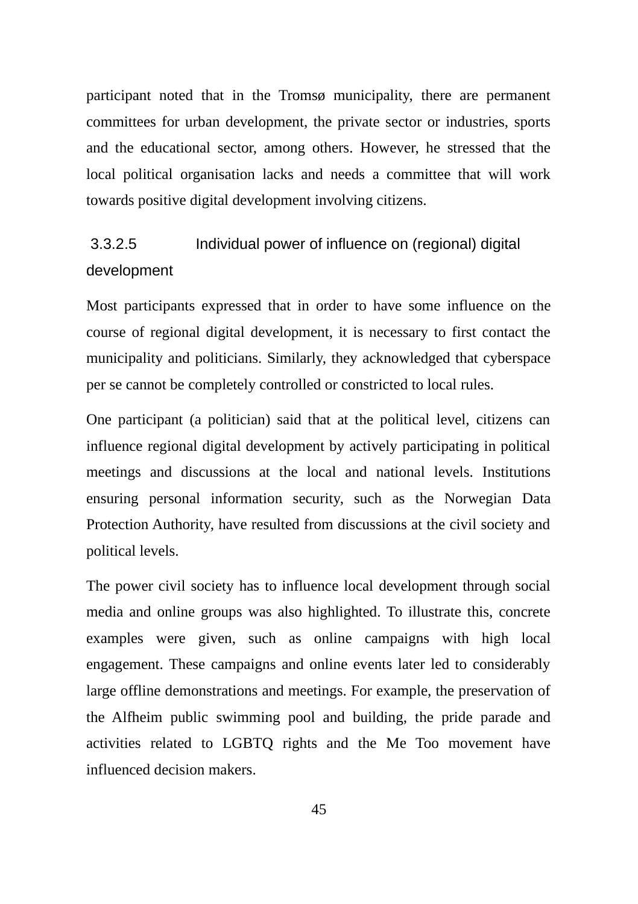participant noted that in the Tromsø municipality, there are permanent committees for urban development, the private sector or industries, sports and the educational sector, among others. However, he stressed that the local political organisation lacks and needs a committee that will work towards positive digital development involving citizens.

#### 3.3.2.5 Individual power of influence on (regional) digital development

Most participants expressed that in order to have some influence on the course of regional digital development, it is necessary to first contact the municipality and politicians. Similarly, they acknowledged that cyberspace per se cannot be completely controlled or constricted to local rules.

One participant (a politician) said that at the political level, citizens can influence regional digital development by actively participating in political meetings and discussions at the local and national levels. Institutions ensuring personal information security, such as the Norwegian Data Protection Authority, have resulted from discussions at the civil society and political levels.

The power civil society has to influence local development through social media and online groups was also highlighted. To illustrate this, concrete examples were given, such as online campaigns with high local engagement. These campaigns and online events later led to considerably large offline demonstrations and meetings. For example, the preservation of the Alfheim public swimming pool and building, the pride parade and activities related to LGBTQ rights and the Me Too movement have influenced decision makers.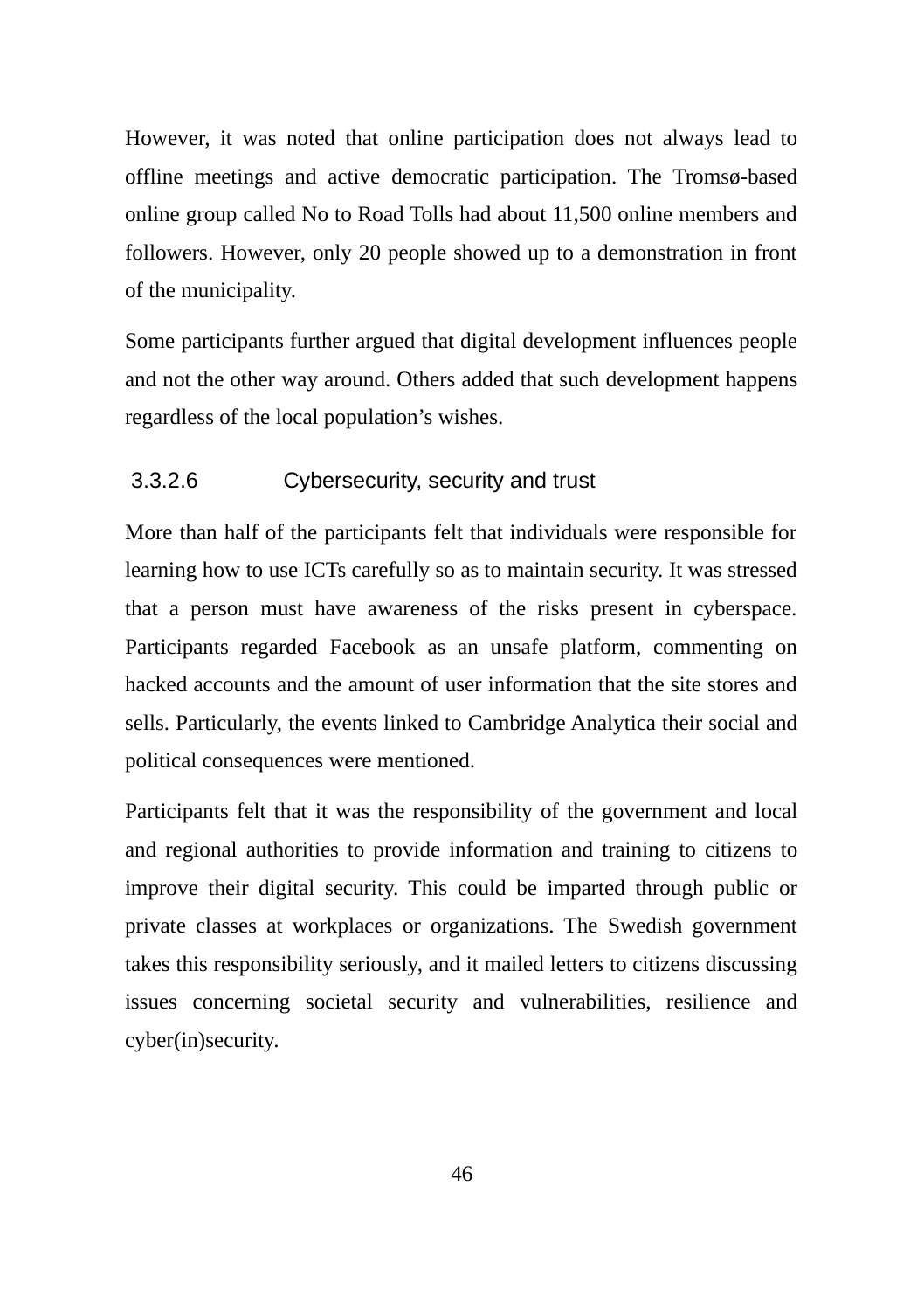However, it was noted that online participation does not always lead to offline meetings and active democratic participation. The Tromsø-based online group called No to Road Tolls had about 11,500 online members and followers. However, only 20 people showed up to a demonstration in front of the municipality.

Some participants further argued that digital development influences people and not the other way around. Others added that such development happens regardless of the local population's wishes.

#### 3.3.2.6 Cybersecurity, security and trust

More than half of the participants felt that individuals were responsible for learning how to use ICTs carefully so as to maintain security. It was stressed that a person must have awareness of the risks present in cyberspace. Participants regarded Facebook as an unsafe platform, commenting on hacked accounts and the amount of user information that the site stores and sells. Particularly, the events linked to Cambridge Analytica their social and political consequences were mentioned.

Participants felt that it was the responsibility of the government and local and regional authorities to provide information and training to citizens to improve their digital security. This could be imparted through public or private classes at workplaces or organizations. The Swedish government takes this responsibility seriously, and it mailed letters to citizens discussing issues concerning societal security and vulnerabilities, resilience and cyber(in)security.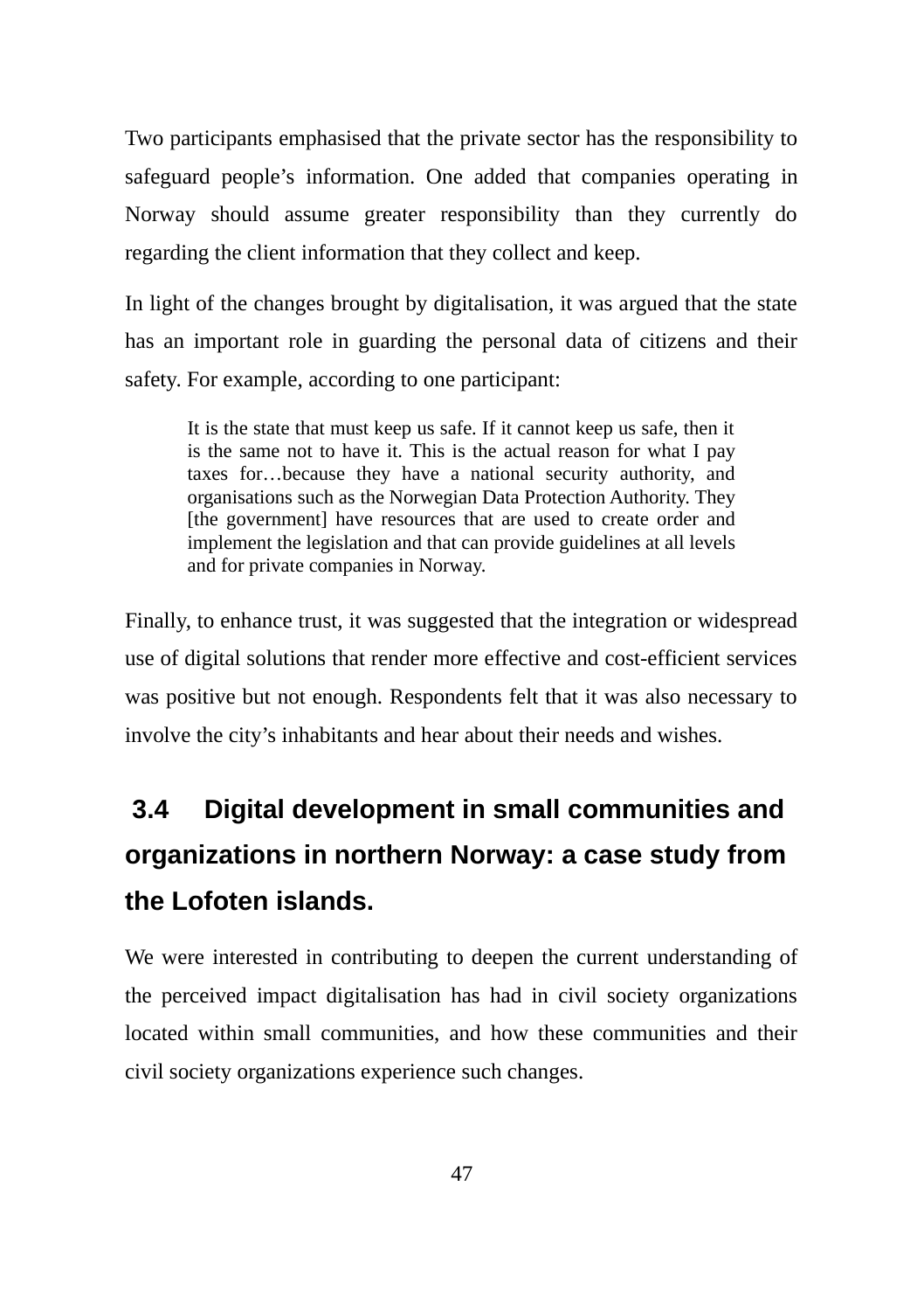Two participants emphasised that the private sector has the responsibility to safeguard people's information. One added that companies operating in Norway should assume greater responsibility than they currently do regarding the client information that they collect and keep.

In light of the changes brought by digitalisation, it was argued that the state has an important role in guarding the personal data of citizens and their safety. For example, according to one participant:

> It is the state that must keep us safe. If it cannot keep us safe, then it is the same not to have it. This is the actual reason for what I pay taxes for…because they have a national security authority, and organisations such as the Norwegian Data Protection Authority. They [the government] have resources that are used to create order and implement the legislation and that can provide guidelines at all levels and for private companies in Norway.

Finally, to enhance trust, it was suggested that the integration or widespread use of digital solutions that render more effective and cost-efficient services was positive but not enough. Respondents felt that it was also necessary to involve the city's inhabitants and hear about their needs and wishes.

## 3.4 Digital development in small communities and organizations in northern Norway: a case study from the Lofoten islands.

We were interested in contributing to deepen the current understanding of the perceived impact digitalisation has had in civil society organizations located within small communities, and how these communities and their civil society organizations experience such changes.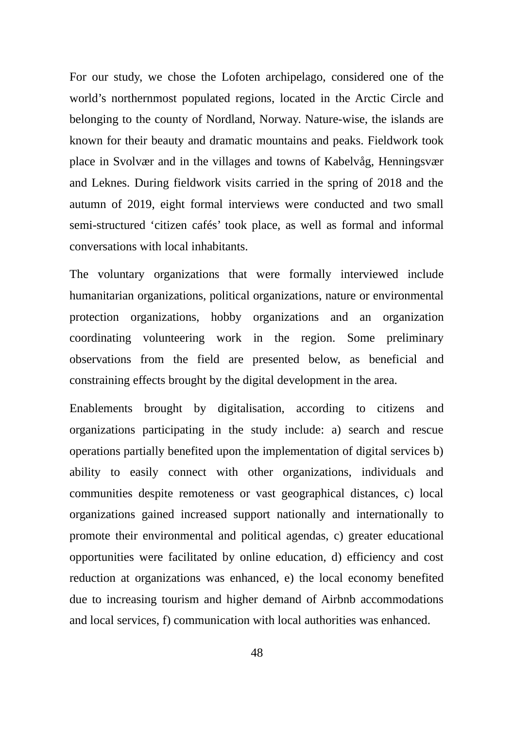For our study, we chose the Lofoten archipelago, considered one of the world's northernmost populated regions, located in the Arctic Circle and belonging to the county of Nordland, Norway. Nature-wise, the islands are known for their beauty and dramatic mountains and peaks. Fieldwork took place in Svolvær and in the villages and towns of Kabelvåg, Henningsvær and Leknes. During fieldwork visits carried in the spring of 2018 and the autumn of 2019, eight formal interviews were conducted and two small semi-structured 'citizen cafés' took place, as well as formal and informal conversations with local inhabitants.

The voluntary organizations that were formally interviewed include humanitarian organizations, political organizations, nature or environmental protection organizations, hobby organizations and an organization coordinating volunteering work in the region. Some preliminary observations from the field are presented below, as beneficial and constraining effects brought by the digital development in the area.

Enablements brought by digitalisation, according to citizens and organizations participating in the study include: a) search and rescue operations partially benefited upon the implementation of digital services b) ability to easily connect with other organizations, individuals and communities despite remoteness or vast geographical distances, c) local organizations gained increased support nationally and internationally to promote their environmental and political agendas, c) greater educational opportunities were facilitated by online education, d) efficiency and cost reduction at organizations was enhanced, e) the local economy benefited due to increasing tourism and higher demand of Airbnb accommodations and local services, f) communication with local authorities was enhanced.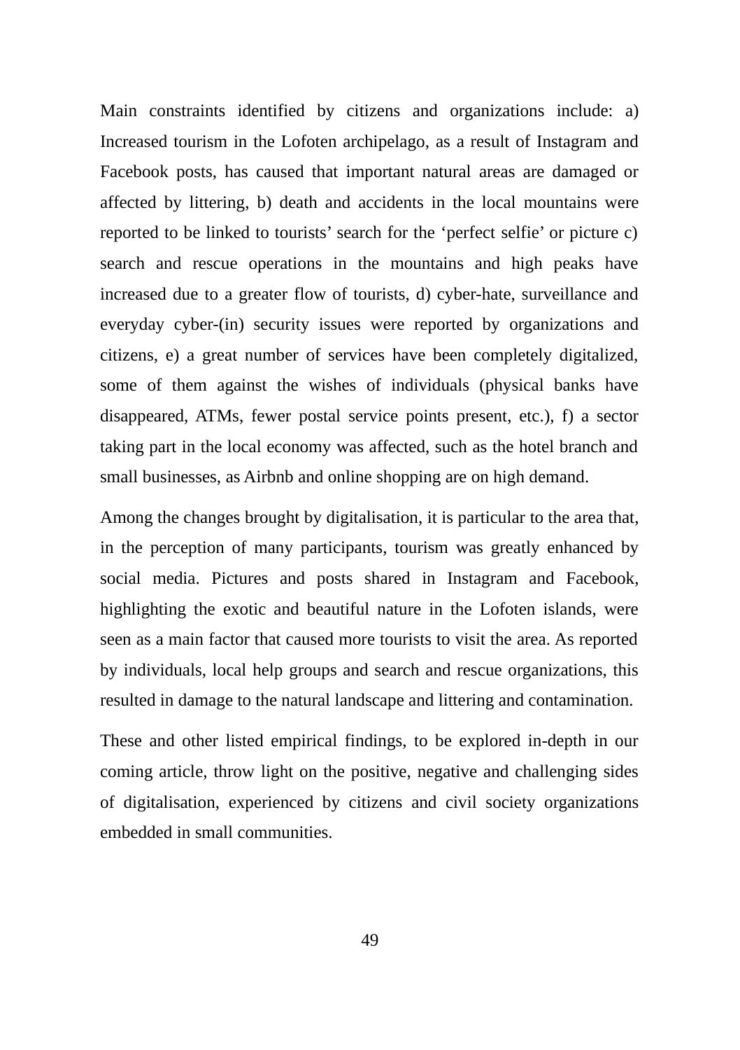Main constraints identified by citizens and organizations include: a) Increased tourism in the Lofoten archipelago, as a result of Instagram and Facebook posts, has caused that important natural areas are damaged or affected by littering, b) death and accidents in the local mountains were reported to be linked to tourists' search for the 'perfect selfie' or picture c) search and rescue operations in the mountains and high peaks have increased due to a greater flow of tourists, d) cyber-hate, surveillance and everyday cyber-(in) security issues were reported by organizations and citizens, e) a great number of services have been completely digitalized, some of them against the wishes of individuals (physical banks have disappeared, ATMs, fewer postal service points present, etc.), f) a sector taking part in the local economy was affected, such as the hotel branch and small businesses, as Airbnb and online shopping are on high demand.

Among the changes brought by digitalisation, it is particular to the area that, in the perception of many participants, tourism was greatly enhanced by social media. Pictures and posts shared in Instagram and Facebook, highlighting the exotic and beautiful nature in the Lofoten islands, were seen as a main factor that caused more tourists to visit the area. As reported by individuals, local help groups and search and rescue organizations, this resulted in damage to the natural landscape and littering and contamination.

These and other listed empirical findings, to be explored in-depth in our coming article, throw light on the positive, negative and challenging sides of digitalisation, experienced by citizens and civil society organizations embedded in small communities.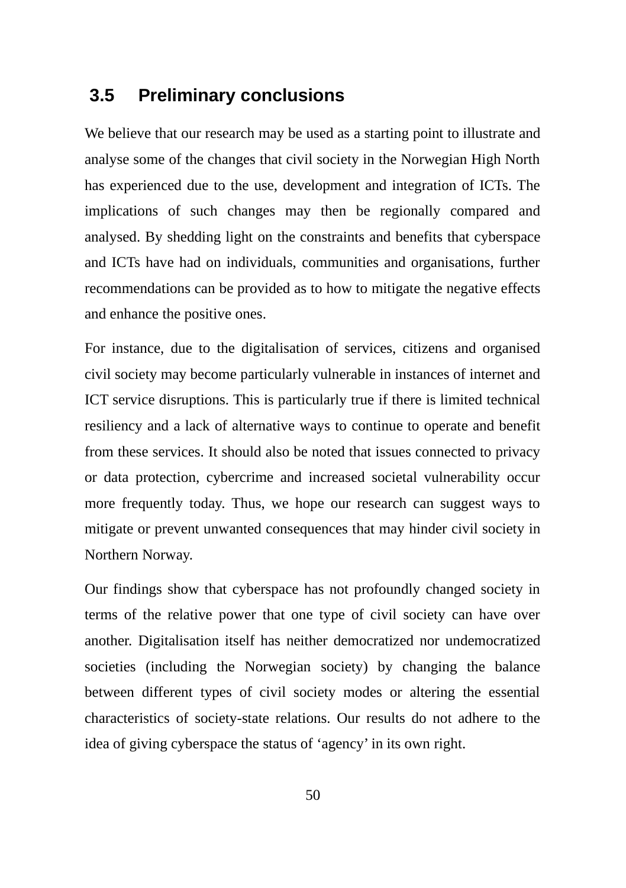## 3.5 Preliminary conclusions

We believe that our research may be used as a starting point to illustrate and analyse some of the changes that civil society in the Norwegian High North has experienced due to the use, development and integration of ICTs. The implications of such changes may then be regionally compared and analysed. By shedding light on the constraints and benefits that cyberspace and ICTs have had on individuals, communities and organisations, further recommendations can be provided as to how to mitigate the negative effects and enhance the positive ones.

For instance, due to the digitalisation of services, citizens and organised civil society may become particularly vulnerable in instances of internet and ICT service disruptions. This is particularly true if there is limited technical resiliency and a lack of alternative ways to continue to operate and benefit from these services. It should also be noted that issues connected to privacy or data protection, cybercrime and increased societal vulnerability occur more frequently today. Thus, we hope our research can suggest ways to mitigate or prevent unwanted consequences that may hinder civil society in Northern Norway.

Our findings show that cyberspace has not profoundly changed society in terms of the relative power that one type of civil society can have over another. Digitalisation itself has neither democratized nor undemocratized societies (including the Norwegian society) by changing the balance between different types of civil society modes or altering the essential characteristics of society-state relations. Our results do not adhere to the idea of giving cyberspace the status of ‘agency’ in its own right.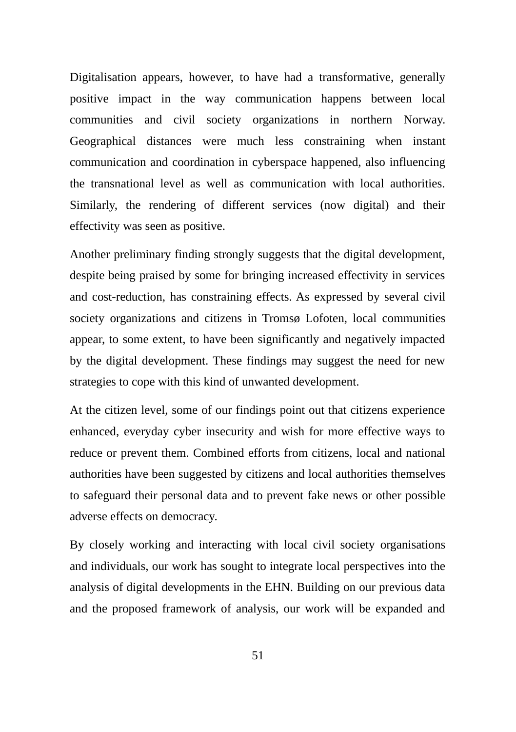Digitalisation appears, however, to have had a transformative, generally positive impact in the way communication happens between local communities and civil society organizations in northern Norway. Geographical distances were much less constraining when instant communication and coordination in cyberspace happened, also influencing the transnational level as well as communication with local authorities. Similarly, the rendering of different services (now digital) and their effectivity was seen as positive.

Another preliminary finding strongly suggests that the digital development, despite being praised by some for bringing increased effectivity in services and cost-reduction, has constraining effects. As expressed by several civil society organizations and citizens in Tromsø Lofoten, local communities appear, to some extent, to have been significantly and negatively impacted by the digital development. These findings may suggest the need for new strategies to cope with this kind of unwanted development.

At the citizen level, some of our findings point out that citizens experience enhanced, everyday cyber insecurity and wish for more effective ways to reduce or prevent them. Combined efforts from citizens, local and national authorities have been suggested by citizens and local authorities themselves to safeguard their personal data and to prevent fake news or other possible adverse effects on democracy.

By closely working and interacting with local civil society organisations and individuals, our work has sought to integrate local perspectives into the analysis of digital developments in the EHN. Building on our previous data and the proposed framework of analysis, our work will be expanded and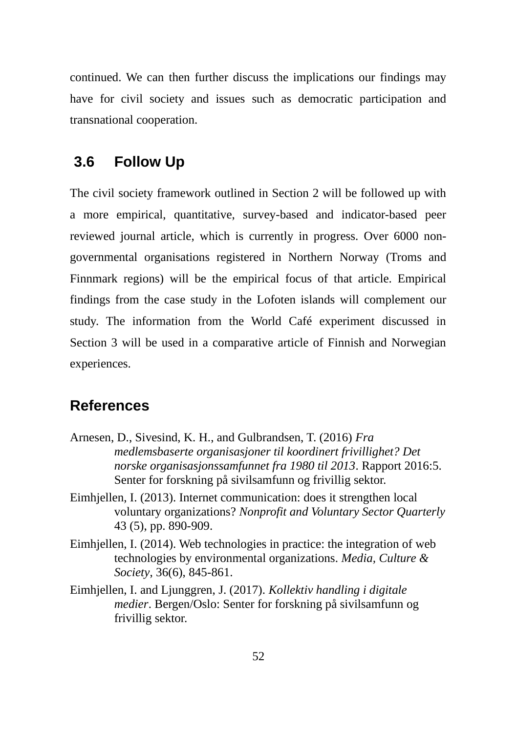continued. We can then further discuss the implications our findings may have for civil society and issues such as democratic participation and transnational cooperation.

### 3.6 Follow Up

The civil society framework outlined in Section 2 will be followed up with a more empirical, quantitative, survey-based and indicator-based peer reviewed journal article, which is currently in progress. Over 6000 non-governmental organisations registered in Northern Norway (Troms and Finnmark regions) will be the empirical focus of that article. Empirical findings from the case study in the Lofoten islands will complement our study. The information from the World Café experiment discussed in Section 3 will be used in a comparative article of Finnish and Norwegian experiences.

## References

Arnesen, D., Sivesind, K. H., and Gulbrandsen, T. (2016) *Fra medlemsbaserte organisasjoner til koordinert frivillighet? Det norske organisasjonssamfunnet fra 1980 til 2013*. Rapport 2016:5. Senter for forskning på sivilsamfunn og frivillig sektor.

Eimhjellen, I. (2013). Internet communication: does it strengthen local voluntary organizations? *Nonprofit and Voluntary Sector Quarterly* 43 (5), pp. 890-909.

Eimhjellen, I. (2014). Web technologies in practice: the integration of web technologies by environmental organizations. *Media, Culture & Society*, 36(6), 845-861.

Eimhjellen, I. and Ljunggren, J. (2017). *Kollektiv handling i digitale medier*. Bergen/Oslo: Senter for forskning på sivilsamfunn og frivillig sektor.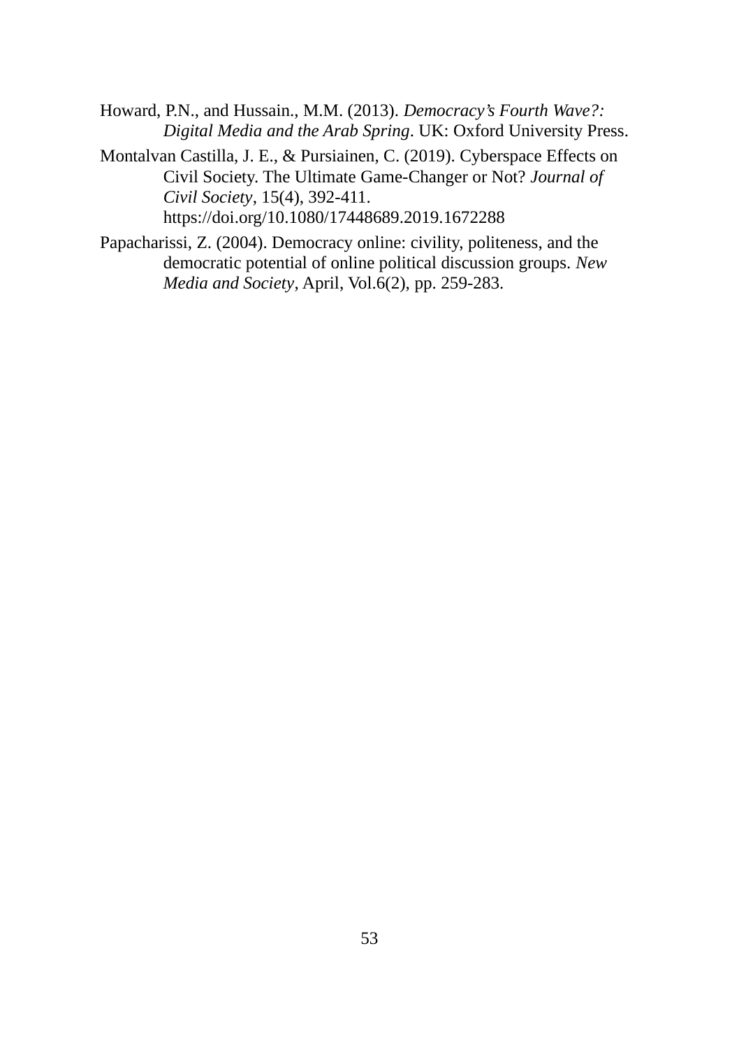Howard, P.N., and Hussain., M.M. (2013). *Democracy's Fourth Wave?: Digital Media and the Arab Spring*. UK: Oxford University Press.

Montalvan Castilla, J. E., & Pursiainen, C. (2019). Cyberspace Effects on Civil Society. The Ultimate Game-Changer or Not? *Journal of Civil Society*, 15(4), 392-411. https://doi.org/10.1080/17448689.2019.1672288

Papacharissi, Z. (2004). Democracy online: civility, politeness, and the democratic potential of online political discussion groups. *New Media and Society*, April, Vol.6(2), pp. 259-283.